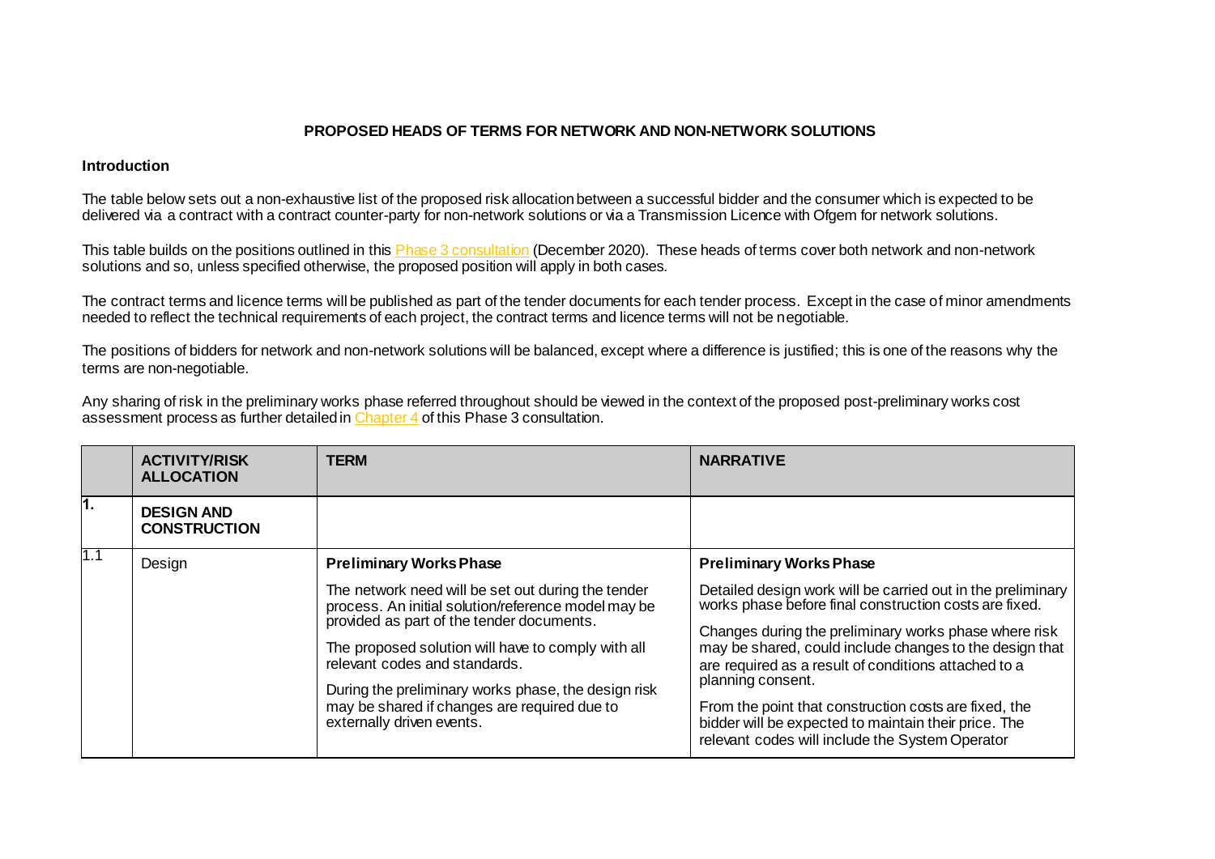# PROPOSED HEADS OF TERMS FOR NETWORK AND NON-NETWORK SOLUTIONS

## Introduction

The table below sets out a non-exhaustive list of the proposed risk allocation between a successful bidder and the consumer which is expected to be delivered via a contract with a contract counter-party for non-network solutions or via a Transmission Licence with Ofgem for network solutions.

This table builds on the positions outlined in this Phase 3 consultation (December 2020). These heads of terms cover both network and non-network solutions and so, unless specified otherwise, the proposed position will apply in both cases.

The contract terms and licence terms will be published as part of the tender documents for each tender process. Except in the case of minor amendments needed to reflect the technical requirements of each project, the contract terms and licence terms will not be negotiable.

The positions of bidders for network and non-network solutions will be balanced, except where a difference is justified; this is one of the reasons why the terms are non-negotiable.

Any sharing of risk in the preliminary works phase referred throughout should be viewed in the context of the proposed post-preliminary works cost assessment process as further detailed in Chapter 4 of this Phase 3 consultation.

| | ACTIVITY/RISK ALLOCATION | TERM | NARRATIVE |
|---|---|---|---|
| 1. | **DESIGN AND CONSTRUCTION** | | |
| 1.1 | Design | **Preliminary Works Phase**<br><br>The network need will be set out during the tender process. An initial solution/reference model may be provided as part of the tender documents.<br><br>The proposed solution will have to comply with all relevant codes and standards.<br><br>During the preliminary works phase, the design risk may be shared if changes are required due to externally driven events. | **Preliminary Works Phase**<br><br>Detailed design work will be carried out in the preliminary works phase before final construction costs are fixed.<br><br>Changes during the preliminary works phase where risk may be shared, could include changes to the design that are required as a result of conditions attached to a planning consent.<br><br>From the point that construction costs are fixed, the bidder will be expected to maintain their price. The relevant codes will include the System Operator |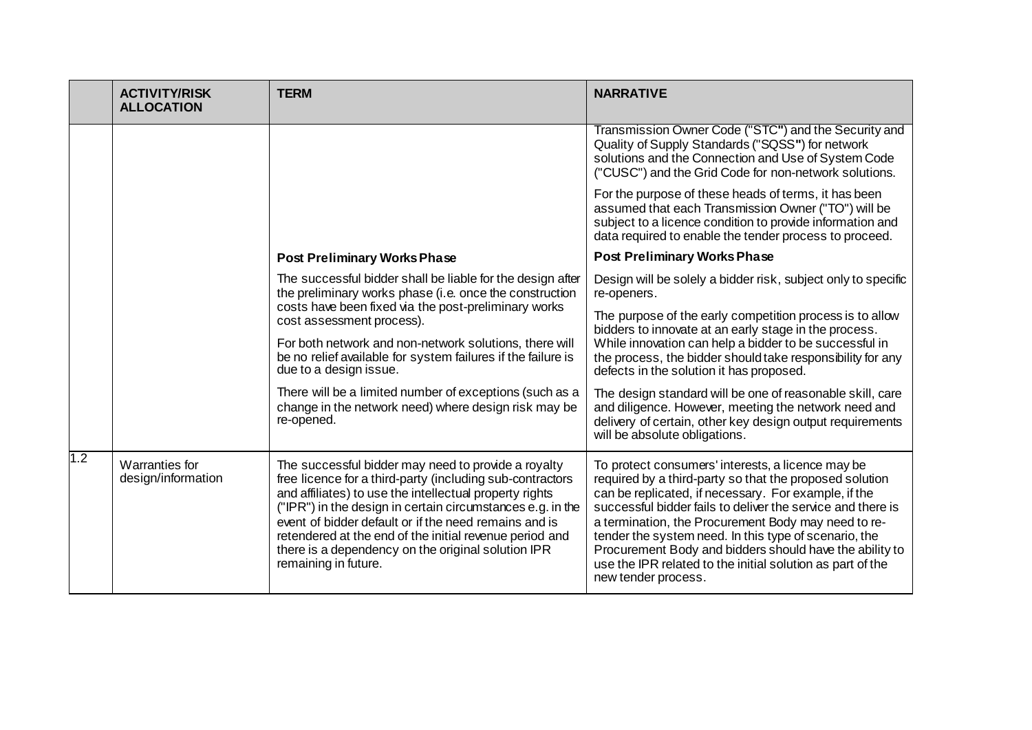|  | ACTIVITY/RISK ALLOCATION | TERM | NARRATIVE |
|---|---|---|---|
|  |  |  | Transmission Owner Code ("STC") and the Security and Quality of Supply Standards ("SQSS") for network solutions and the Connection and Use of System Code ("CUSC") and the Grid Code for non-network solutions.<br><br>For the purpose of these heads of terms, it has been assumed that each Transmission Owner ("TO") will be subject to a licence condition to provide information and data required to enable the tender process to proceed. |
|  |  | **Post Preliminary Works Phase**<br><br>The successful bidder shall be liable for the design after the preliminary works phase (i.e. once the construction costs have been fixed via the post-preliminary works cost assessment process).<br><br>For both network and non-network solutions, there will be no relief available for system failures if the failure is due to a design issue.<br><br>There will be a limited number of exceptions (such as a change in the network need) where design risk may be re-opened. | **Post Preliminary Works Phase**<br><br>Design will be solely a bidder risk, subject only to specific re-openers.<br><br>The purpose of the early competition process is to allow bidders to innovate at an early stage in the process. While innovation can help a bidder to be successful in the process, the bidder should take responsibility for any defects in the solution it has proposed.<br><br>The design standard will be one of reasonable skill, care and diligence. However, meeting the network need and delivery of certain, other key design output requirements will be absolute obligations. |
| 1.2 | Warranties for design/information | The successful bidder may need to provide a royalty free licence for a third-party (including sub-contractors and affiliates) to use the intellectual property rights ("IPR") in the design in certain circumstances e.g. in the event of bidder default or if the need remains and is retendered at the end of the initial revenue period and there is a dependency on the original solution IPR remaining in future. | To protect consumers' interests, a licence may be required by a third-party so that the proposed solution can be replicated, if necessary. For example, if the successful bidder fails to deliver the service and there is a termination, the Procurement Body may need to re-tender the system need. In this type of scenario, the Procurement Body and bidders should have the ability to use the IPR related to the initial solution as part of the new tender process. |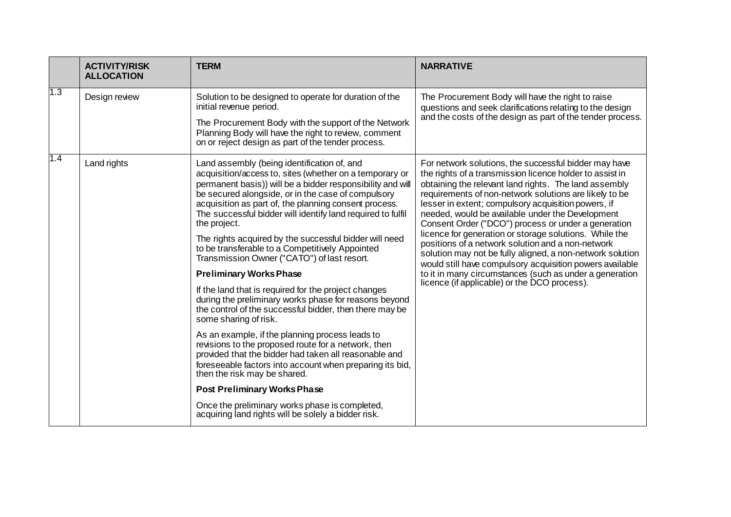| | ACTIVITY/RISK ALLOCATION | TERM | NARRATIVE |
|---|---|---|---|
| 1.3 | Design review | Solution to be designed to operate for duration of the initial revenue period.<br><br>The Procurement Body with the support of the Network Planning Body will have the right to review, comment on or reject design as part of the tender process. | The Procurement Body will have the right to raise questions and seek clarifications relating to the design and the costs of the design as part of the tender process. |
| 1.4 | Land rights | Land assembly (being identification of, and acquisition/access to, sites (whether on a temporary or permanent basis)) will be a bidder responsibility and will be secured alongside, or in the case of compulsory acquisition as part of, the planning consent process. The successful bidder will identify land required to fulfil the project.<br><br>The rights acquired by the successful bidder will need to be transferable to a Competitively Appointed Transmission Owner ("CATO") of last resort.<br><br>**Preliminary Works Phase**<br><br>If the land that is required for the project changes during the preliminary works phase for reasons beyond the control of the successful bidder, then there may be some sharing of risk.<br><br>As an example, if the planning process leads to revisions to the proposed route for a network, then provided that the bidder had taken all reasonable and foreseeable factors into account when preparing its bid, then the risk may be shared.<br><br>**Post Preliminary Works Phase**<br><br>Once the preliminary works phase is completed, acquiring land rights will be solely a bidder risk. | For network solutions, the successful bidder may have the rights of a transmission licence holder to assist in obtaining the relevant land rights. The land assembly requirements of non-network solutions are likely to be lesser in extent; compulsory acquisition powers, if needed, would be available under the Development Consent Order ("DCO") process or under a generation licence for generation or storage solutions. While the positions of a network solution and a non-network solution may not be fully aligned, a non-network solution would still have compulsory acquisition powers available to it in many circumstances (such as under a generation licence (if applicable) or the DCO process). |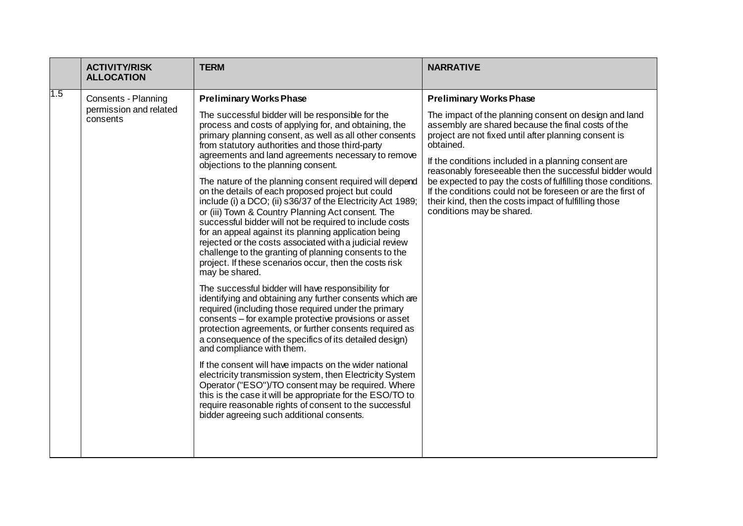| | ACTIVITY/RISK ALLOCATION | TERM | NARRATIVE |
|---|---|---|---|
| 1.5 | Consents - Planning permission and related consents | **Preliminary Works Phase**<br><br>The successful bidder will be responsible for the process and costs of applying for, and obtaining, the primary planning consent, as well as all other consents from statutory authorities and those third-party agreements and land agreements necessary to remove objections to the planning consent.<br><br>The nature of the planning consent required will depend on the details of each proposed project but could include (i) a DCO; (ii) s36/37 of the Electricity Act 1989; or (iii) Town & Country Planning Act consent. The successful bidder will not be required to include costs for an appeal against its planning application being rejected or the costs associated with a judicial review challenge to the granting of planning consents to the project. If these scenarios occur, then the costs risk may be shared.<br><br>The successful bidder will have responsibility for identifying and obtaining any further consents which are required (including those required under the primary consents – for example protective provisions or asset protection agreements, or further consents required as a consequence of the specifics of its detailed design) and compliance with them.<br><br>If the consent will have impacts on the wider national electricity transmission system, then Electricity System Operator ("ESO")/TO consent may be required. Where this is the case it will be appropriate for the ESO/TO to require reasonable rights of consent to the successful bidder agreeing such additional consents. | **Preliminary Works Phase**<br><br>The impact of the planning consent on design and land assembly are shared because the final costs of the project are not fixed until after planning consent is obtained.<br><br>If the conditions included in a planning consent are reasonably foreseeable then the successful bidder would be expected to pay the costs of fulfilling those conditions. If the conditions could not be foreseen or are the first of their kind, then the costs impact of fulfilling those conditions may be shared. |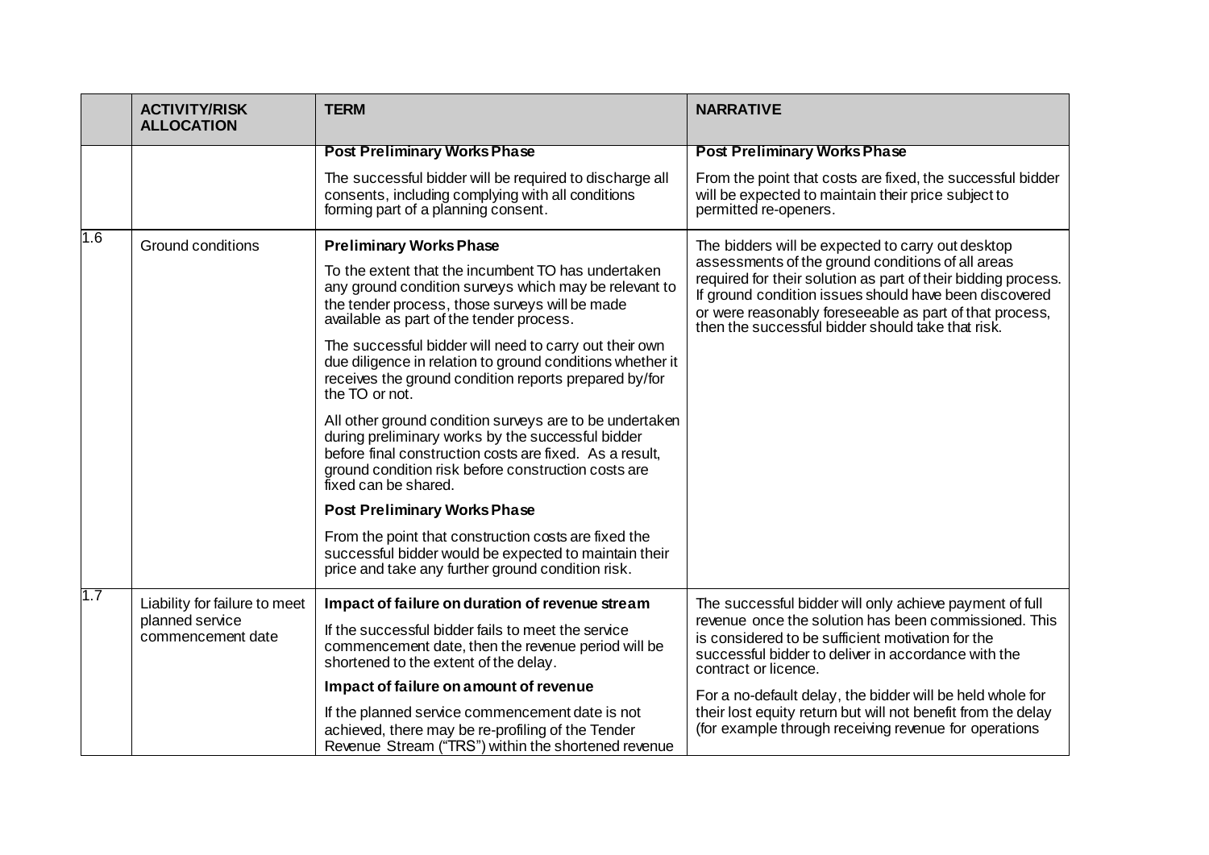|  | ACTIVITY/RISK ALLOCATION | TERM | NARRATIVE |
|---|---|---|---|
|  |  | **Post Preliminary Works Phase**<br><br>The successful bidder will be required to discharge all consents, including complying with all conditions forming part of a planning consent. | **Post Preliminary Works Phase**<br><br>From the point that costs are fixed, the successful bidder will be expected to maintain their price subject to permitted re-openers. |
| 1.6 | Ground conditions | **Preliminary Works Phase**<br><br>To the extent that the incumbent TO has undertaken any ground condition surveys which may be relevant to the tender process, those surveys will be made available as part of the tender process.<br><br>The successful bidder will need to carry out their own due diligence in relation to ground conditions whether it receives the ground condition reports prepared by/for the TO or not.<br><br>All other ground condition surveys are to be undertaken during preliminary works by the successful bidder before final construction costs are fixed. As a result, ground condition risk before construction costs are fixed can be shared.<br><br>**Post Preliminary Works Phase**<br><br>From the point that construction costs are fixed the successful bidder would be expected to maintain their price and take any further ground condition risk. | The bidders will be expected to carry out desktop assessments of the ground conditions of all areas required for their solution as part of their bidding process. If ground condition issues should have been discovered or were reasonably foreseeable as part of that process, then the successful bidder should take that risk. |
| 1.7 | Liability for failure to meet planned service commencement date | **Impact of failure on duration of revenue stream**<br><br>If the successful bidder fails to meet the service commencement date, then the revenue period will be shortened to the extent of the delay.<br><br>**Impact of failure on amount of revenue**<br><br>If the planned service commencement date is not achieved, there may be re-profiling of the Tender Revenue Stream ("TRS") within the shortened revenue | The successful bidder will only achieve payment of full revenue once the solution has been commissioned. This is considered to be sufficient motivation for the successful bidder to deliver in accordance with the contract or licence.<br><br>For a no-default delay, the bidder will be held whole for their lost equity return but will not benefit from the delay (for example through receiving revenue for operations |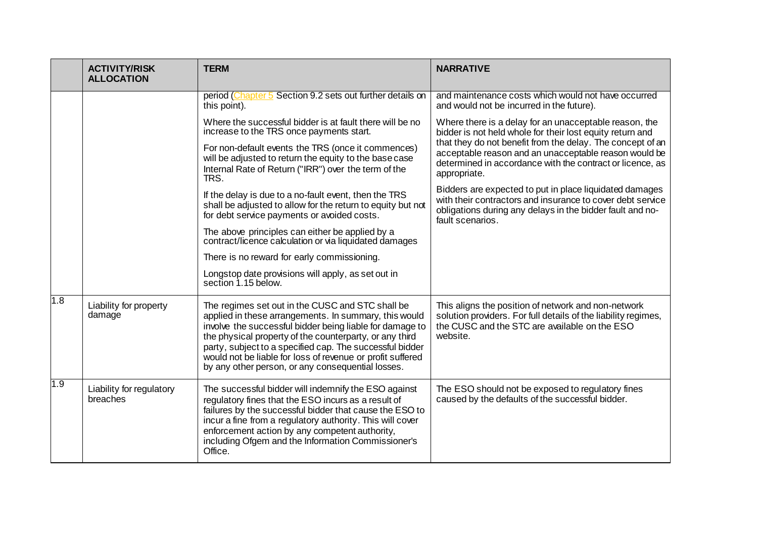|  | ACTIVITY/RISK ALLOCATION | TERM | NARRATIVE |
|---|---|---|---|
|  |  | period (Chapter 5 Section 9.2 sets out further details on this point).<br><br>Where the successful bidder is at fault there will be no increase to the TRS once payments start.<br><br>For non-default events the TRS (once it commences) will be adjusted to return the equity to the base case Internal Rate of Return ("IRR") over the term of the TRS.<br><br>If the delay is due to a no-fault event, then the TRS shall be adjusted to allow for the return to equity but not for debt service payments or avoided costs.<br><br>The above principles can either be applied by a contract/licence calculation or via liquidated damages<br><br>There is no reward for early commissioning.<br><br>Longstop date provisions will apply, as set out in section 1.15 below. | and maintenance costs which would not have occurred and would not be incurred in the future).<br><br>Where there is a delay for an unacceptable reason, the bidder is not held whole for their lost equity return and that they do not benefit from the delay. The concept of an acceptable reason and an unacceptable reason would be determined in accordance with the contract or licence, as appropriate.<br><br>Bidders are expected to put in place liquidated damages with their contractors and insurance to cover debt service obligations during any delays in the bidder fault and no-fault scenarios. |
| 1.8 | Liability for property damage | The regimes set out in the CUSC and STC shall be applied in these arrangements. In summary, this would involve the successful bidder being liable for damage to the physical property of the counterparty, or any third party, subject to a specified cap. The successful bidder would not be liable for loss of revenue or profit suffered by any other person, or any consequential losses. | This aligns the position of network and non-network solution providers. For full details of the liability regimes, the CUSC and the STC are available on the ESO website. |
| 1.9 | Liability for regulatory breaches | The successful bidder will indemnify the ESO against regulatory fines that the ESO incurs as a result of failures by the successful bidder that cause the ESO to incur a fine from a regulatory authority. This will cover enforcement action by any competent authority, including Ofgem and the Information Commissioner's Office. | The ESO should not be exposed to regulatory fines caused by the defaults of the successful bidder. |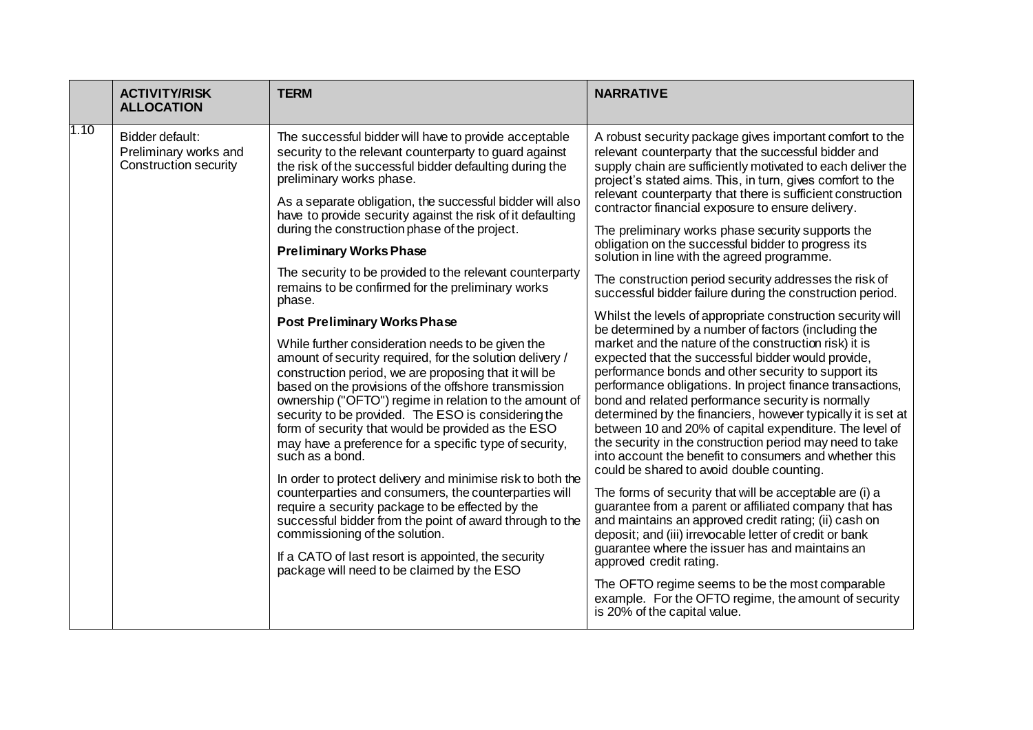| | ACTIVITY/RISK ALLOCATION | TERM | NARRATIVE |
|---|---|---|---|
| 1.10 | Bidder default: Preliminary works and Construction security | The successful bidder will have to provide acceptable security to the relevant counterparty to guard against the risk of the successful bidder defaulting during the preliminary works phase.<br><br>As a separate obligation, the successful bidder will also have to provide security against the risk of it defaulting during the construction phase of the project.<br><br>**Preliminary Works Phase**<br><br>The security to be provided to the relevant counterparty remains to be confirmed for the preliminary works phase.<br><br>**Post Preliminary Works Phase**<br><br>While further consideration needs to be given the amount of security required, for the solution delivery / construction period, we are proposing that it will be based on the provisions of the offshore transmission ownership ("OFTO") regime in relation to the amount of security to be provided. The ESO is considering the form of security that would be provided as the ESO may have a preference for a specific type of security, such as a bond.<br><br>In order to protect delivery and minimise risk to both the counterparties and consumers, the counterparties will require a security package to be effected by the successful bidder from the point of award through to the commissioning of the solution.<br><br>If a CATO of last resort is appointed, the security package will need to be claimed by the ESO | A robust security package gives important comfort to the relevant counterparty that the successful bidder and supply chain are sufficiently motivated to each deliver the project's stated aims. This, in turn, gives comfort to the relevant counterparty that there is sufficient construction contractor financial exposure to ensure delivery.<br><br>The preliminary works phase security supports the obligation on the successful bidder to progress its solution in line with the agreed programme.<br><br>The construction period security addresses the risk of successful bidder failure during the construction period.<br><br>Whilst the levels of appropriate construction security will be determined by a number of factors (including the market and the nature of the construction risk) it is expected that the successful bidder would provide, performance bonds and other security to support its performance obligations. In project finance transactions, bond and related performance security is normally determined by the financiers, however typically it is set at between 10 and 20% of capital expenditure. The level of the security in the construction period may need to take into account the benefit to consumers and whether this could be shared to avoid double counting.<br><br>The forms of security that will be acceptable are (i) a guarantee from a parent or affiliated company that has and maintains an approved credit rating; (ii) cash on deposit; and (iii) irrevocable letter of credit or bank guarantee where the issuer has and maintains an approved credit rating.<br><br>The OFTO regime seems to be the most comparable example. For the OFTO regime, the amount of security is 20% of the capital value. |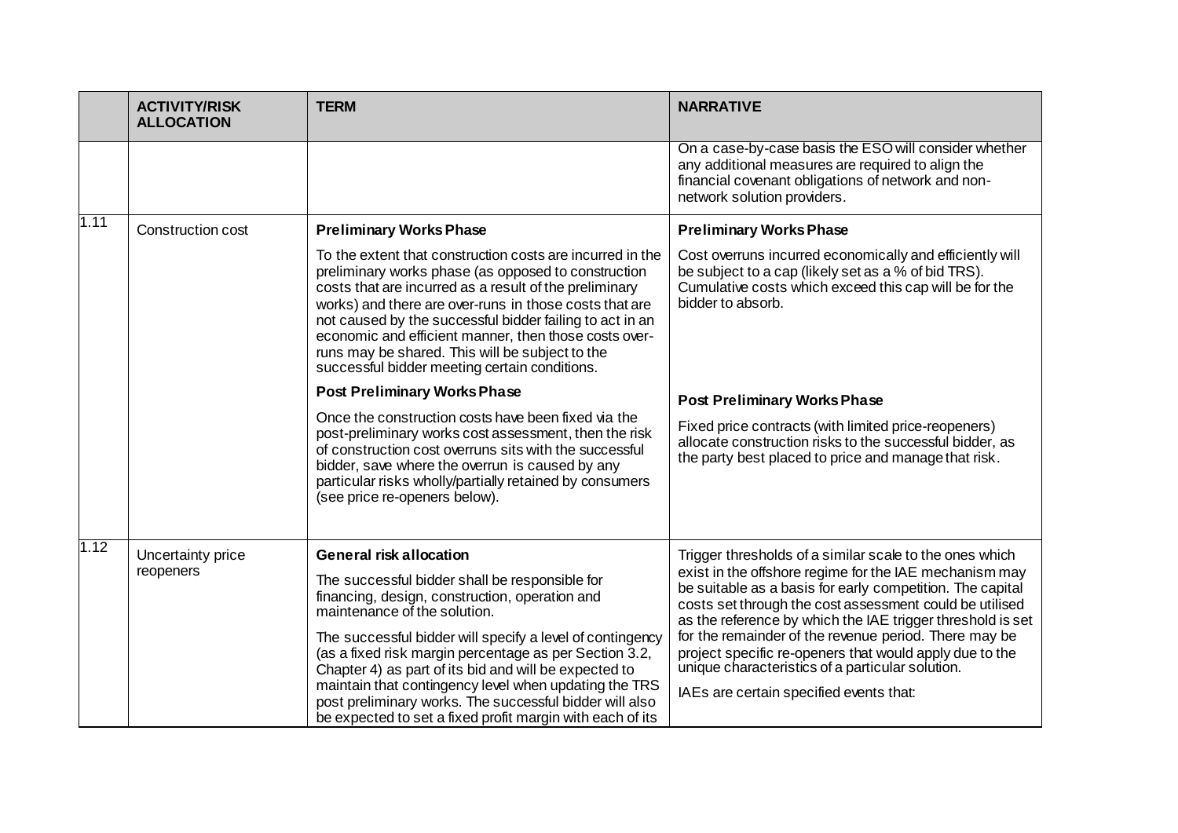| | ACTIVITY/RISK ALLOCATION | TERM | NARRATIVE |
|---|---|---|---|
| | | | On a case-by-case basis the ESO will consider whether any additional measures are required to align the financial covenant obligations of network and non-network solution providers. |
| 1.11 | Construction cost | **Preliminary Works Phase**<br><br>To the extent that construction costs are incurred in the preliminary works phase (as opposed to construction costs that are incurred as a result of the preliminary works) and there are over-runs in those costs that are not caused by the successful bidder failing to act in an economic and efficient manner, then those costs over-runs may be shared. This will be subject to the successful bidder meeting certain conditions.<br><br>**Post Preliminary Works Phase**<br><br>Once the construction costs have been fixed via the post-preliminary works cost assessment, then the risk of construction cost overruns sits with the successful bidder, save where the overrun is caused by any particular risks wholly/partially retained by consumers (see price re-openers below). | **Preliminary Works Phase**<br><br>Cost overruns incurred economically and efficiently will be subject to a cap (likely set as a % of bid TRS). Cumulative costs which exceed this cap will be for the bidder to absorb.<br><br>**Post Preliminary Works Phase**<br><br>Fixed price contracts (with limited price-reopeners) allocate construction risks to the successful bidder, as the party best placed to price and manage that risk. |
| 1.12 | Uncertainty price reopeners | **General risk allocation**<br><br>The successful bidder shall be responsible for financing, design, construction, operation and maintenance of the solution.<br><br>The successful bidder will specify a level of contingency (as a fixed risk margin percentage as per Section 3.2, Chapter 4) as part of its bid and will be expected to maintain that contingency level when updating the TRS post preliminary works. The successful bidder will also be expected to set a fixed profit margin with each of its | Trigger thresholds of a similar scale to the ones which exist in the offshore regime for the IAE mechanism may be suitable as a basis for early competition. The capital costs set through the cost assessment could be utilised as the reference by which the IAE trigger threshold is set for the remainder of the revenue period. There may be project specific re-openers that would apply due to the unique characteristics of a particular solution.<br><br>IAEs are certain specified events that: |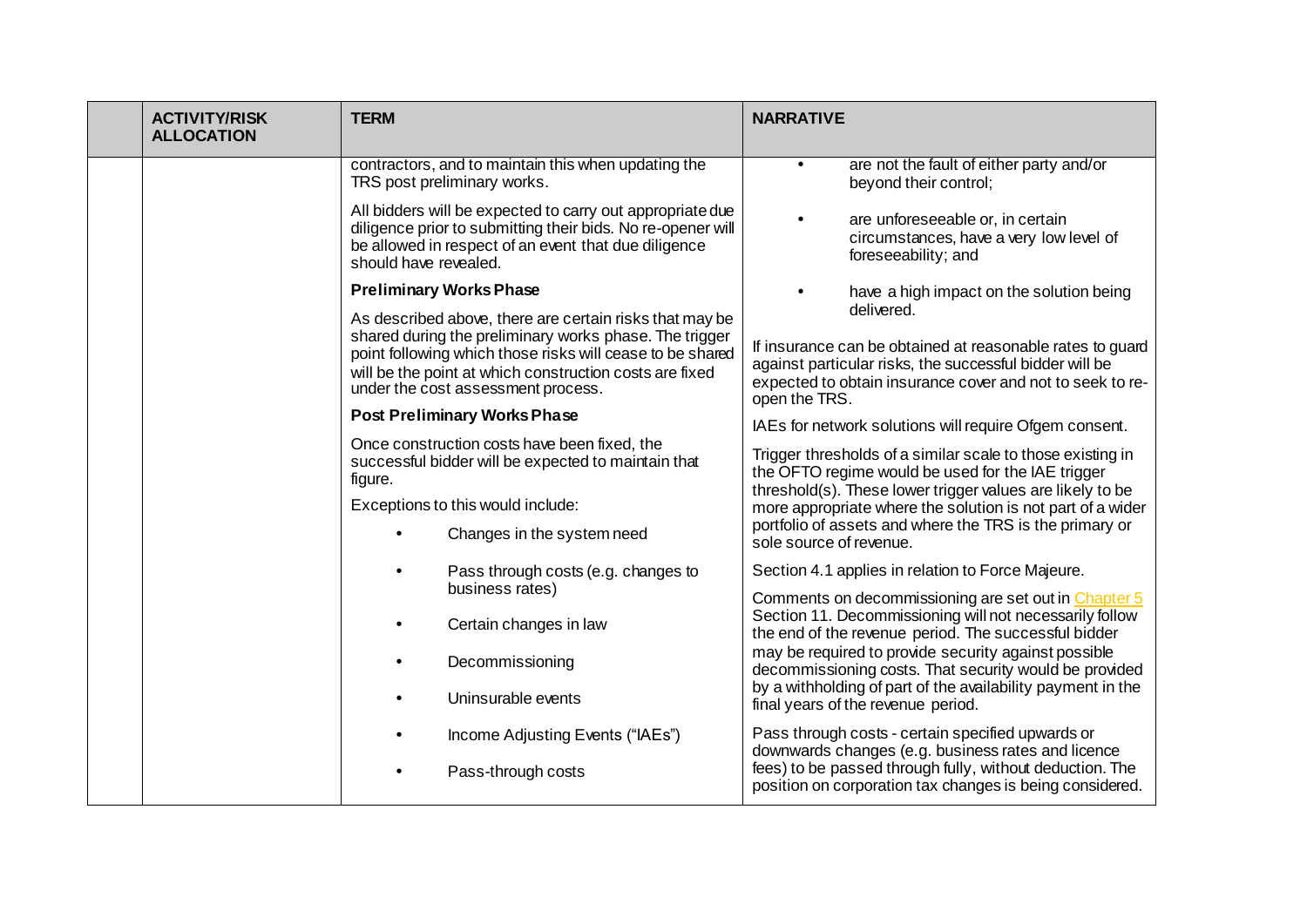| | ACTIVITY/RISK ALLOCATION | TERM | NARRATIVE |
|---|---|---|---|
| | | contractors, and to maintain this when updating the TRS post preliminary works.<br><br>All bidders will be expected to carry out appropriate due diligence prior to submitting their bids. No re-opener will be allowed in respect of an event that due diligence should have revealed.<br><br>**Preliminary Works Phase**<br><br>As described above, there are certain risks that may be shared during the preliminary works phase. The trigger point following which those risks will cease to be shared will be the point at which construction costs are fixed under the cost assessment process.<br><br>**Post Preliminary Works Phase**<br><br>Once construction costs have been fixed, the successful bidder will be expected to maintain that figure.<br><br>Exceptions to this would include:<br><br>• Changes in the system need<br>• Pass through costs (e.g. changes to business rates)<br>• Certain changes in law<br>• Decommissioning<br>• Uninsurable events<br>• Income Adjusting Events ("IAEs")<br>• Pass-through costs | • are not the fault of either party and/or beyond their control;<br>• are unforeseeable or, in certain circumstances, have a very low level of foreseeability; and<br>• have a high impact on the solution being delivered.<br><br>If insurance can be obtained at reasonable rates to guard against particular risks, the successful bidder will be expected to obtain insurance cover and not to seek to re-open the TRS.<br><br>IAEs for network solutions will require Ofgem consent.<br><br>Trigger thresholds of a similar scale to those existing in the OFTO regime would be used for the IAE trigger threshold(s). These lower trigger values are likely to be more appropriate where the solution is not part of a wider portfolio of assets and where the TRS is the primary or sole source of revenue.<br><br>Section 4.1 applies in relation to Force Majeure.<br><br>Comments on decommissioning are set out in Chapter 5 Section 11. Decommissioning will not necessarily follow the end of the revenue period. The successful bidder may be required to provide security against possible decommissioning costs. That security would be provided by a withholding of part of the availability payment in the final years of the revenue period.<br><br>Pass through costs - certain specified upwards or downwards changes (e.g. business rates and licence fees) to be passed through fully, without deduction. The position on corporation tax changes is being considered. |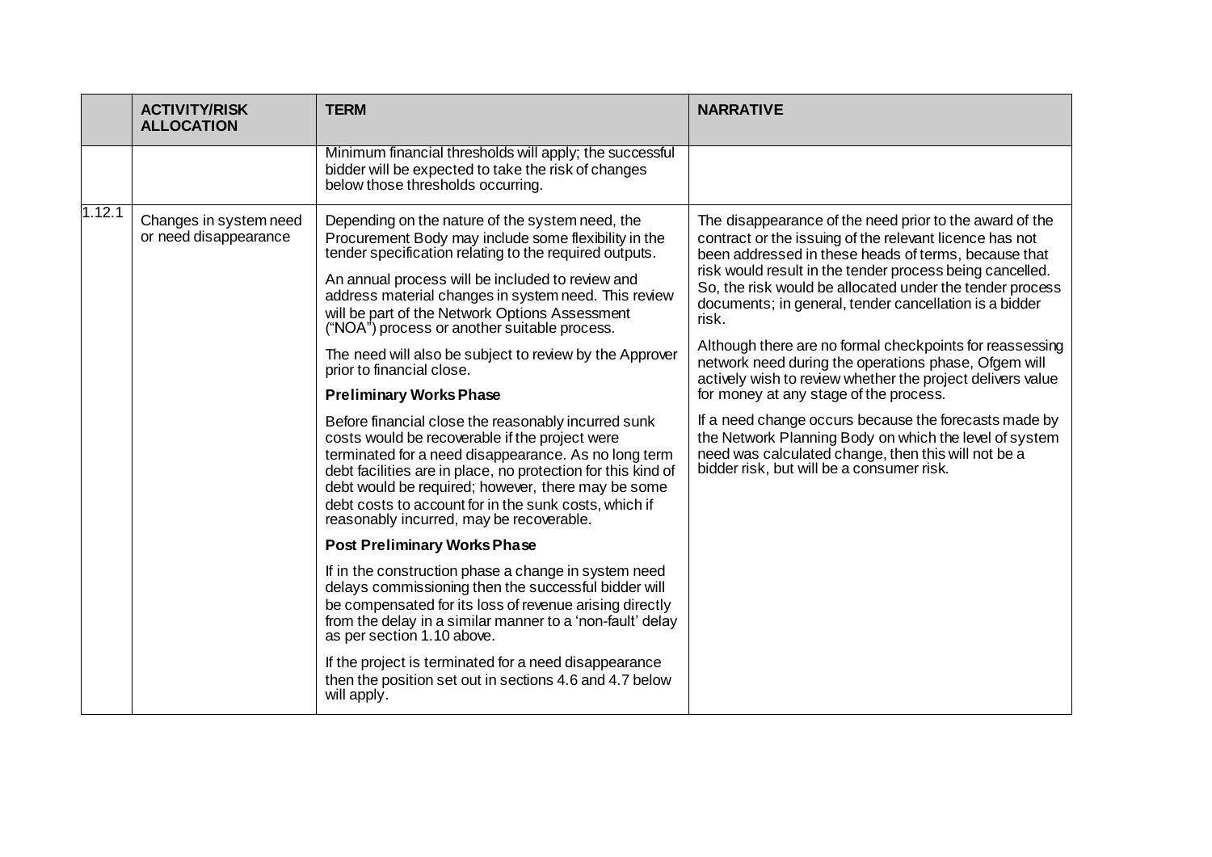| | ACTIVITY/RISK ALLOCATION | TERM | NARRATIVE |
|---|---|---|---|
| | | Minimum financial thresholds will apply; the successful bidder will be expected to take the risk of changes below those thresholds occurring. | |
| 1.12.1 | Changes in system need or need disappearance | Depending on the nature of the system need, the Procurement Body may include some flexibility in the tender specification relating to the required outputs.<br><br>An annual process will be included to review and address material changes in system need. This review will be part of the Network Options Assessment ("NOA") process or another suitable process.<br><br>The need will also be subject to review by the Approver prior to financial close.<br><br>**Preliminary Works Phase**<br><br>Before financial close the reasonably incurred sunk costs would be recoverable if the project were terminated for a need disappearance. As no long term debt facilities are in place, no protection for this kind of debt would be required; however, there may be some debt costs to account for in the sunk costs, which if reasonably incurred, may be recoverable.<br><br>**Post Preliminary Works Phase**<br><br>If in the construction phase a change in system need delays commissioning then the successful bidder will be compensated for its loss of revenue arising directly from the delay in a similar manner to a 'non-fault' delay as per section 1.10 above.<br><br>If the project is terminated for a need disappearance then the position set out in sections 4.6 and 4.7 below will apply. | The disappearance of the need prior to the award of the contract or the issuing of the relevant licence has not been addressed in these heads of terms, because that risk would result in the tender process being cancelled. So, the risk would be allocated under the tender process documents; in general, tender cancellation is a bidder risk.<br><br>Although there are no formal checkpoints for reassessing network need during the operations phase, Ofgem will actively wish to review whether the project delivers value for money at any stage of the process.<br><br>If a need change occurs because the forecasts made by the Network Planning Body on which the level of system need was calculated change, then this will not be a bidder risk, but will be a consumer risk. |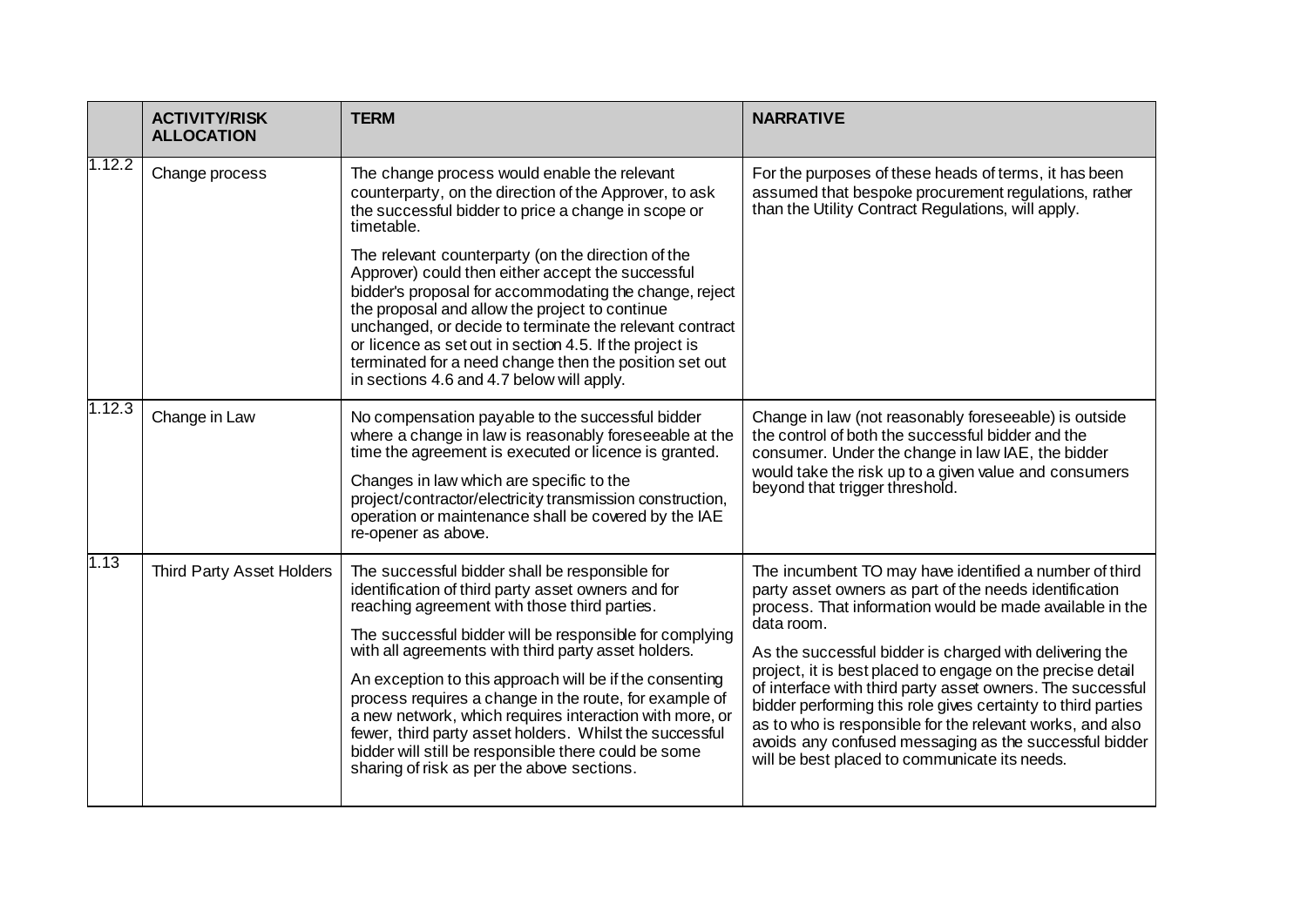| | ACTIVITY/RISK ALLOCATION | TERM | NARRATIVE |
|---|---|---|---|
| 1.12.2 | Change process | The change process would enable the relevant counterparty, on the direction of the Approver, to ask the successful bidder to price a change in scope or timetable.<br><br>The relevant counterparty (on the direction of the Approver) could then either accept the successful bidder's proposal for accommodating the change, reject the proposal and allow the project to continue unchanged, or decide to terminate the relevant contract or licence as set out in section 4.5. If the project is terminated for a need change then the position set out in sections 4.6 and 4.7 below will apply. | For the purposes of these heads of terms, it has been assumed that bespoke procurement regulations, rather than the Utility Contract Regulations, will apply. |
| 1.12.3 | Change in Law | No compensation payable to the successful bidder where a change in law is reasonably foreseeable at the time the agreement is executed or licence is granted.<br><br>Changes in law which are specific to the project/contractor/electricity transmission construction, operation or maintenance shall be covered by the IAE re-opener as above. | Change in law (not reasonably foreseeable) is outside the control of both the successful bidder and the consumer. Under the change in law IAE, the bidder would take the risk up to a given value and consumers beyond that trigger threshold. |
| 1.13 | Third Party Asset Holders | The successful bidder shall be responsible for identification of third party asset owners and for reaching agreement with those third parties.<br><br>The successful bidder will be responsible for complying with all agreements with third party asset holders.<br><br>An exception to this approach will be if the consenting process requires a change in the route, for example of a new network, which requires interaction with more, or fewer, third party asset holders. Whilst the successful bidder will still be responsible there could be some sharing of risk as per the above sections. | The incumbent TO may have identified a number of third party asset owners as part of the needs identification process. That information would be made available in the data room.<br><br>As the successful bidder is charged with delivering the project, it is best placed to engage on the precise detail of interface with third party asset owners. The successful bidder performing this role gives certainty to third parties as to who is responsible for the relevant works, and also avoids any confused messaging as the successful bidder will be best placed to communicate its needs. |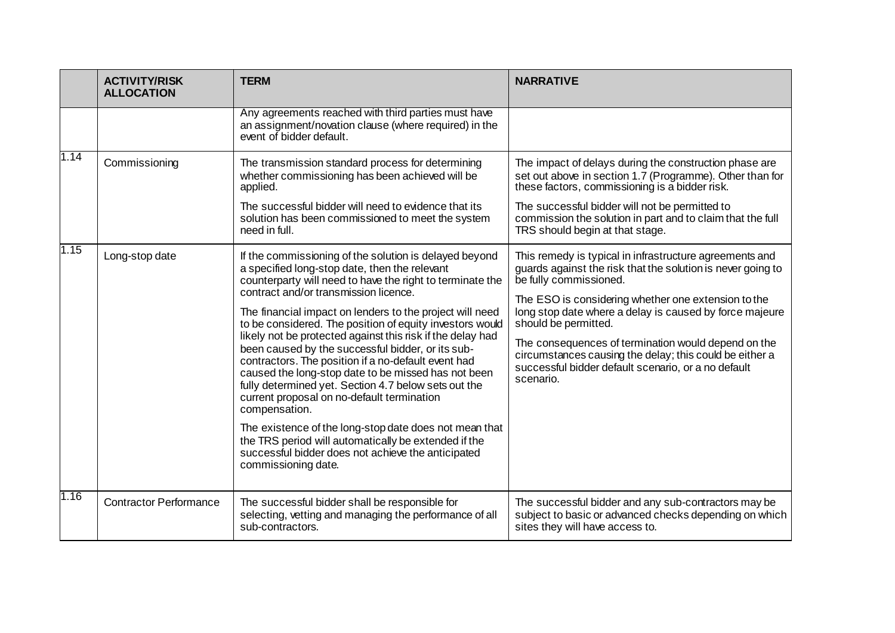| | ACTIVITY/RISK ALLOCATION | TERM | NARRATIVE |
|---|---|---|---|
| | | Any agreements reached with third parties must have an assignment/novation clause (where required) in the event of bidder default. | |
| 1.14 | Commissioning | The transmission standard process for determining whether commissioning has been achieved will be applied.<br><br>The successful bidder will need to evidence that its solution has been commissioned to meet the system need in full. | The impact of delays during the construction phase are set out above in section 1.7 (Programme). Other than for these factors, commissioning is a bidder risk.<br><br>The successful bidder will not be permitted to commission the solution in part and to claim that the full TRS should begin at that stage. |
| 1.15 | Long-stop date | If the commissioning of the solution is delayed beyond a specified long-stop date, then the relevant counterparty will need to have the right to terminate the contract and/or transmission licence.<br><br>The financial impact on lenders to the project will need to be considered. The position of equity investors would likely not be protected against this risk if the delay had been caused by the successful bidder, or its sub-contractors. The position if a no-default event had caused the long-stop date to be missed has not been fully determined yet. Section 4.7 below sets out the current proposal on no-default termination compensation.<br><br>The existence of the long-stop date does not mean that the TRS period will automatically be extended if the successful bidder does not achieve the anticipated commissioning date. | This remedy is typical in infrastructure agreements and guards against the risk that the solution is never going to be fully commissioned.<br><br>The ESO is considering whether one extension to the long stop date where a delay is caused by force majeure should be permitted.<br><br>The consequences of termination would depend on the circumstances causing the delay; this could be either a successful bidder default scenario, or a no default scenario. |
| 1.16 | Contractor Performance | The successful bidder shall be responsible for selecting, vetting and managing the performance of all sub-contractors. | The successful bidder and any sub-contractors may be subject to basic or advanced checks depending on which sites they will have access to. |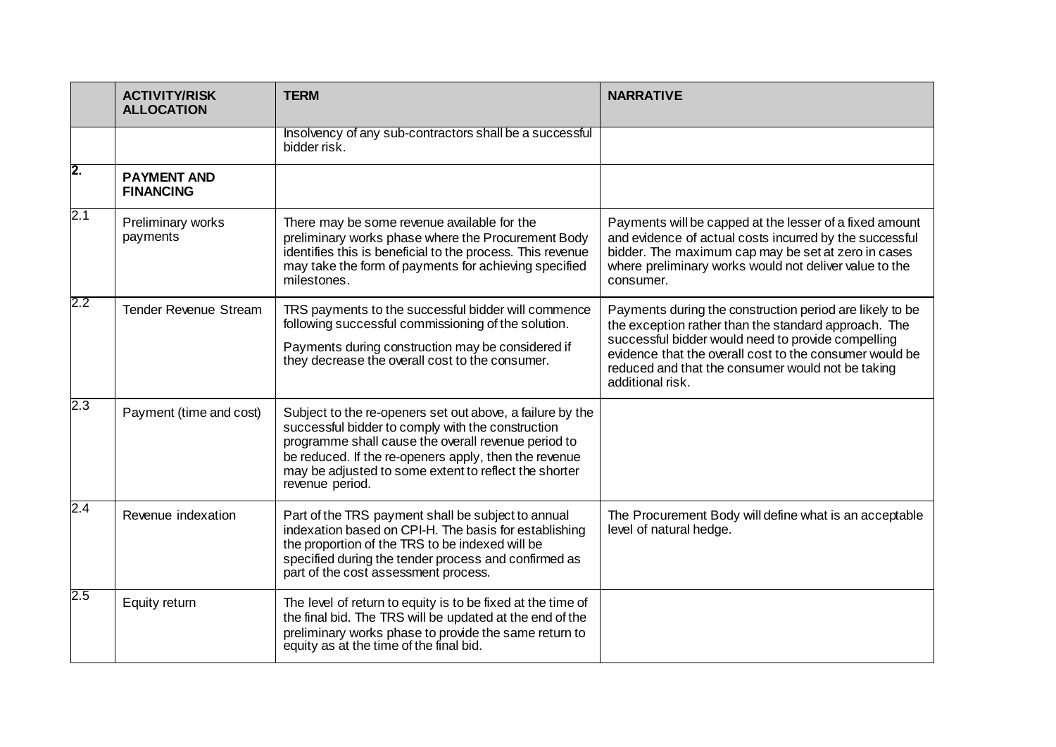|  | ACTIVITY/RISK ALLOCATION | TERM | NARRATIVE |
|---|---|---|---|
|  |  | Insolvency of any sub-contractors shall be a successful bidder risk. |  |
| **2.** | **PAYMENT AND FINANCING** |  |  |
| 2.1 | Preliminary works payments | There may be some revenue available for the preliminary works phase where the Procurement Body identifies this is beneficial to the process. This revenue may take the form of payments for achieving specified milestones. | Payments will be capped at the lesser of a fixed amount and evidence of actual costs incurred by the successful bidder. The maximum cap may be set at zero in cases where preliminary works would not deliver value to the consumer. |
| 2.2 | Tender Revenue Stream | TRS payments to the successful bidder will commence following successful commissioning of the solution.<br><br>Payments during construction may be considered if they decrease the overall cost to the consumer. | Payments during the construction period are likely to be the exception rather than the standard approach. The successful bidder would need to provide compelling evidence that the overall cost to the consumer would be reduced and that the consumer would not be taking additional risk. |
| 2.3 | Payment (time and cost) | Subject to the re-openers set out above, a failure by the successful bidder to comply with the construction programme shall cause the overall revenue period to be reduced. If the re-openers apply, then the revenue may be adjusted to some extent to reflect the shorter revenue period. |  |
| 2.4 | Revenue indexation | Part of the TRS payment shall be subject to annual indexation based on CPI-H. The basis for establishing the proportion of the TRS to be indexed will be specified during the tender process and confirmed as part of the cost assessment process. | The Procurement Body will define what is an acceptable level of natural hedge. |
| 2.5 | Equity return | The level of return to equity is to be fixed at the time of the final bid. The TRS will be updated at the end of the preliminary works phase to provide the same return to equity as at the time of the final bid. |  |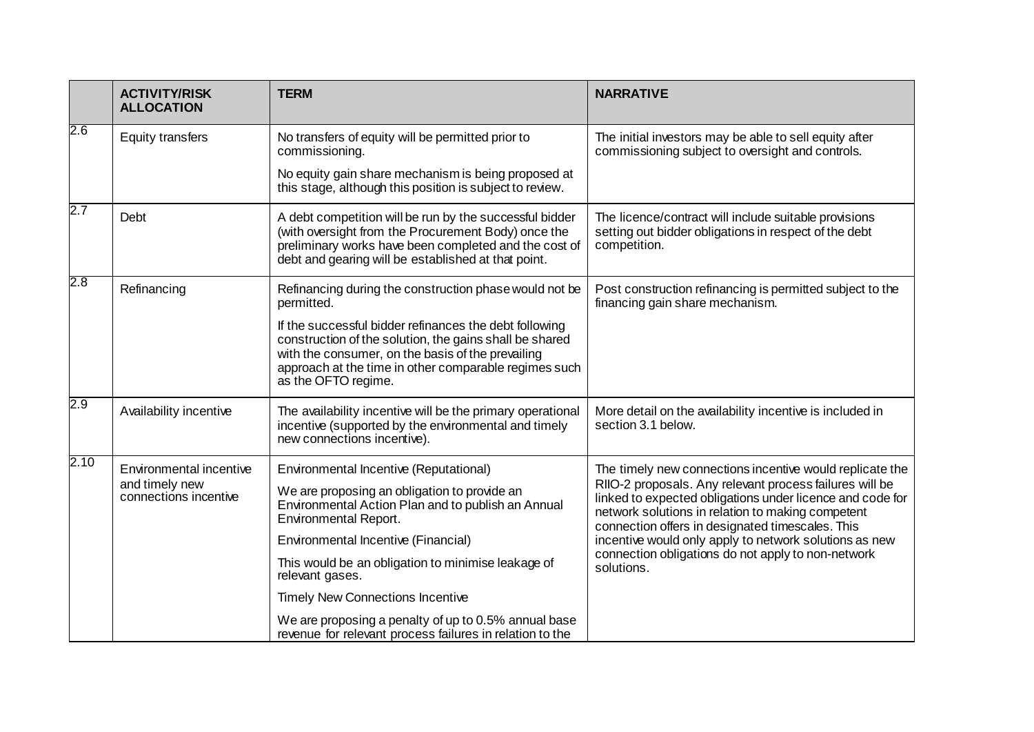| | ACTIVITY/RISK ALLOCATION | TERM | NARRATIVE |
|---|---|---|---|
| 2.6 | Equity transfers | No transfers of equity will be permitted prior to commissioning.<br><br>No equity gain share mechanism is being proposed at this stage, although this position is subject to review. | The initial investors may be able to sell equity after commissioning subject to oversight and controls. |
| 2.7 | Debt | A debt competition will be run by the successful bidder (with oversight from the Procurement Body) once the preliminary works have been completed and the cost of debt and gearing will be established at that point. | The licence/contract will include suitable provisions setting out bidder obligations in respect of the debt competition. |
| 2.8 | Refinancing | Refinancing during the construction phase would not be permitted.<br><br>If the successful bidder refinances the debt following construction of the solution, the gains shall be shared with the consumer, on the basis of the prevailing approach at the time in other comparable regimes such as the OFTO regime. | Post construction refinancing is permitted subject to the financing gain share mechanism. |
| 2.9 | Availability incentive | The availability incentive will be the primary operational incentive (supported by the environmental and timely new connections incentive). | More detail on the availability incentive is included in section 3.1 below. |
| 2.10 | Environmental incentive and timely new connections incentive | Environmental Incentive (Reputational)<br><br>We are proposing an obligation to provide an Environmental Action Plan and to publish an Annual Environmental Report.<br><br>Environmental Incentive (Financial)<br><br>This would be an obligation to minimise leakage of relevant gases.<br><br>Timely New Connections Incentive<br><br>We are proposing a penalty of up to 0.5% annual base revenue for relevant process failures in relation to the | The timely new connections incentive would replicate the RIIO-2 proposals. Any relevant process failures will be linked to expected obligations under licence and code for network solutions in relation to making competent connection offers in designated timescales. This incentive would only apply to network solutions as new connection obligations do not apply to non-network solutions. |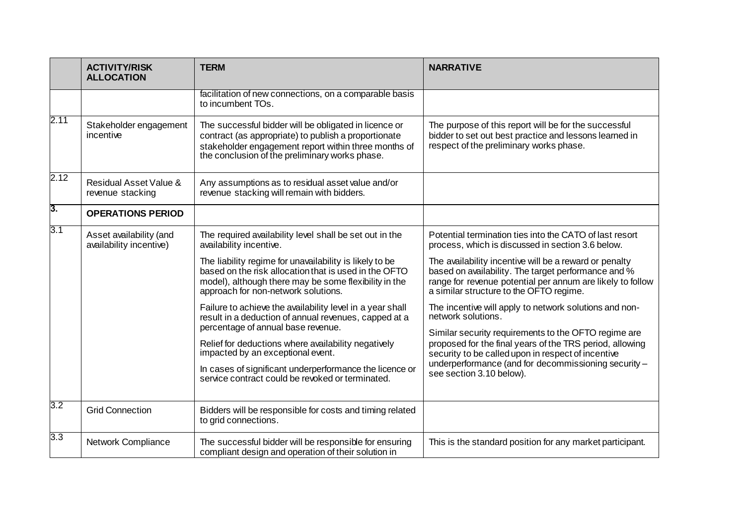| | ACTIVITY/RISK ALLOCATION | TERM | NARRATIVE |
|---|---|---|---|
| | | facilitation of new connections, on a comparable basis to incumbent TOs. | |
| 2.11 | Stakeholder engagement incentive | The successful bidder will be obligated in licence or contract (as appropriate) to publish a proportionate stakeholder engagement report within three months of the conclusion of the preliminary works phase. | The purpose of this report will be for the successful bidder to set out best practice and lessons learned in respect of the preliminary works phase. |
| 2.12 | Residual Asset Value & revenue stacking | Any assumptions as to residual asset value and/or revenue stacking will remain with bidders. | |
| **3.** | **OPERATIONS PERIOD** | | |
| 3.1 | Asset availability (and availability incentive) | The required availability level shall be set out in the availability incentive.<br><br>The liability regime for unavailability is likely to be based on the risk allocation that is used in the OFTO model), although there may be some flexibility in the approach for non-network solutions.<br><br>Failure to achieve the availability level in a year shall result in a deduction of annual revenues, capped at a percentage of annual base revenue.<br><br>Relief for deductions where availability negatively impacted by an exceptional event.<br><br>In cases of significant underperformance the licence or service contract could be revoked or terminated. | Potential termination ties into the CATO of last resort process, which is discussed in section 3.6 below.<br><br>The availability incentive will be a reward or penalty based on availability. The target performance and % range for revenue potential per annum are likely to follow a similar structure to the OFTO regime.<br><br>The incentive will apply to network solutions and non-network solutions.<br><br>Similar security requirements to the OFTO regime are proposed for the final years of the TRS period, allowing security to be called upon in respect of incentive underperformance (and for decommissioning security – see section 3.10 below). |
| 3.2 | Grid Connection | Bidders will be responsible for costs and timing related to grid connections. | |
| 3.3 | Network Compliance | The successful bidder will be responsible for ensuring compliant design and operation of their solution in | This is the standard position for any market participant. |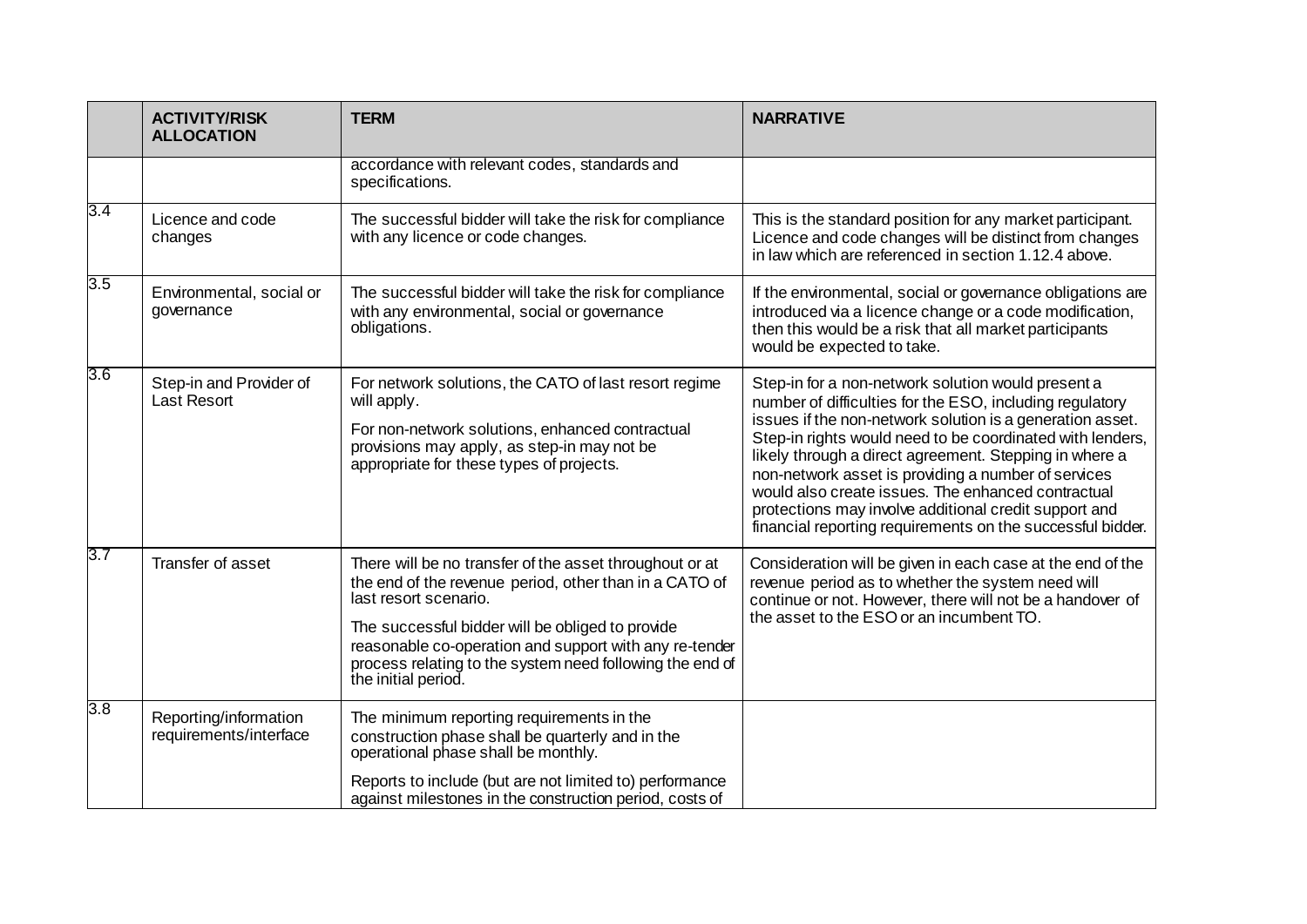| | ACTIVITY/RISK ALLOCATION | TERM | NARRATIVE |
|---|---|---|---|
| | | accordance with relevant codes, standards and specifications. | |
| 3.4 | Licence and code changes | The successful bidder will take the risk for compliance with any licence or code changes. | This is the standard position for any market participant. Licence and code changes will be distinct from changes in law which are referenced in section 1.12.4 above. |
| 3.5 | Environmental, social or governance | The successful bidder will take the risk for compliance with any environmental, social or governance obligations. | If the environmental, social or governance obligations are introduced via a licence change or a code modification, then this would be a risk that all market participants would be expected to take. |
| 3.6 | Step-in and Provider of Last Resort | For network solutions, the CATO of last resort regime will apply.<br><br>For non-network solutions, enhanced contractual provisions may apply, as step-in may not be appropriate for these types of projects. | Step-in for a non-network solution would present a number of difficulties for the ESO, including regulatory issues if the non-network solution is a generation asset. Step-in rights would need to be coordinated with lenders, likely through a direct agreement. Stepping in where a non-network asset is providing a number of services would also create issues. The enhanced contractual protections may involve additional credit support and financial reporting requirements on the successful bidder. |
| 3.7 | Transfer of asset | There will be no transfer of the asset throughout or at the end of the revenue period, other than in a CATO of last resort scenario.<br><br>The successful bidder will be obliged to provide reasonable co-operation and support with any re-tender process relating to the system need following the end of the initial period. | Consideration will be given in each case at the end of the revenue period as to whether the system need will continue or not. However, there will not be a handover of the asset to the ESO or an incumbent TO. |
| 3.8 | Reporting/information requirements/interface | The minimum reporting requirements in the construction phase shall be quarterly and in the operational phase shall be monthly.<br><br>Reports to include (but are not limited to) performance against milestones in the construction period, costs of | |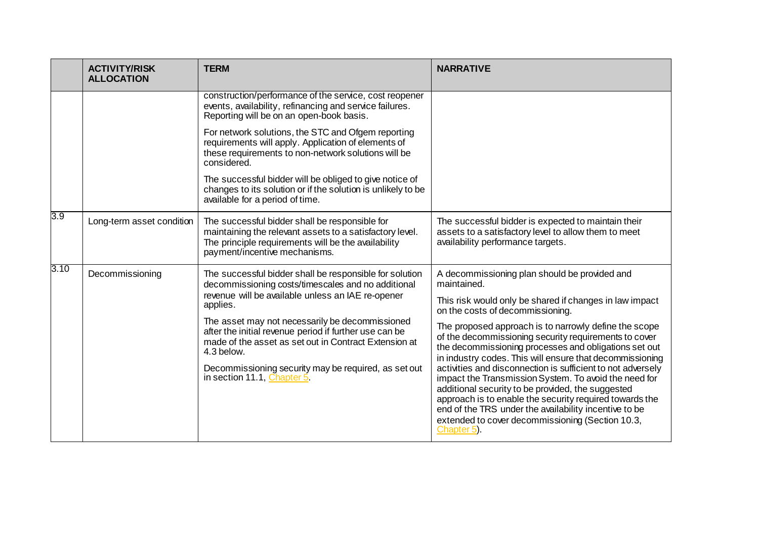| | ACTIVITY/RISK ALLOCATION | TERM | NARRATIVE |
|---|---|---|---|
| | | construction/performance of the service, cost reopener events, availability, refinancing and service failures. Reporting will be on an open-book basis.<br><br>For network solutions, the STC and Ofgem reporting requirements will apply. Application of elements of these requirements to non-network solutions will be considered.<br><br>The successful bidder will be obliged to give notice of changes to its solution or if the solution is unlikely to be available for a period of time. | |
| 3.9 | Long-term asset condition | The successful bidder shall be responsible for maintaining the relevant assets to a satisfactory level. The principle requirements will be the availability payment/incentive mechanisms. | The successful bidder is expected to maintain their assets to a satisfactory level to allow them to meet availability performance targets. |
| 3.10 | Decommissioning | The successful bidder shall be responsible for solution decommissioning costs/timescales and no additional revenue will be available unless an IAE re-opener applies.<br><br>The asset may not necessarily be decommissioned after the initial revenue period if further use can be made of the asset as set out in Contract Extension at 4.3 below.<br><br>Decommissioning security may be required, as set out in section 11.1, Chapter 5. | A decommissioning plan should be provided and maintained.<br><br>This risk would only be shared if changes in law impact on the costs of decommissioning.<br><br>The proposed approach is to narrowly define the scope of the decommissioning security requirements to cover the decommissioning processes and obligations set out in industry codes. This will ensure that decommissioning activities and disconnection is sufficient to not adversely impact the Transmission System. To avoid the need for additional security to be provided, the suggested approach is to enable the security required towards the end of the TRS under the availability incentive to be extended to cover decommissioning (Section 10.3, Chapter 5). |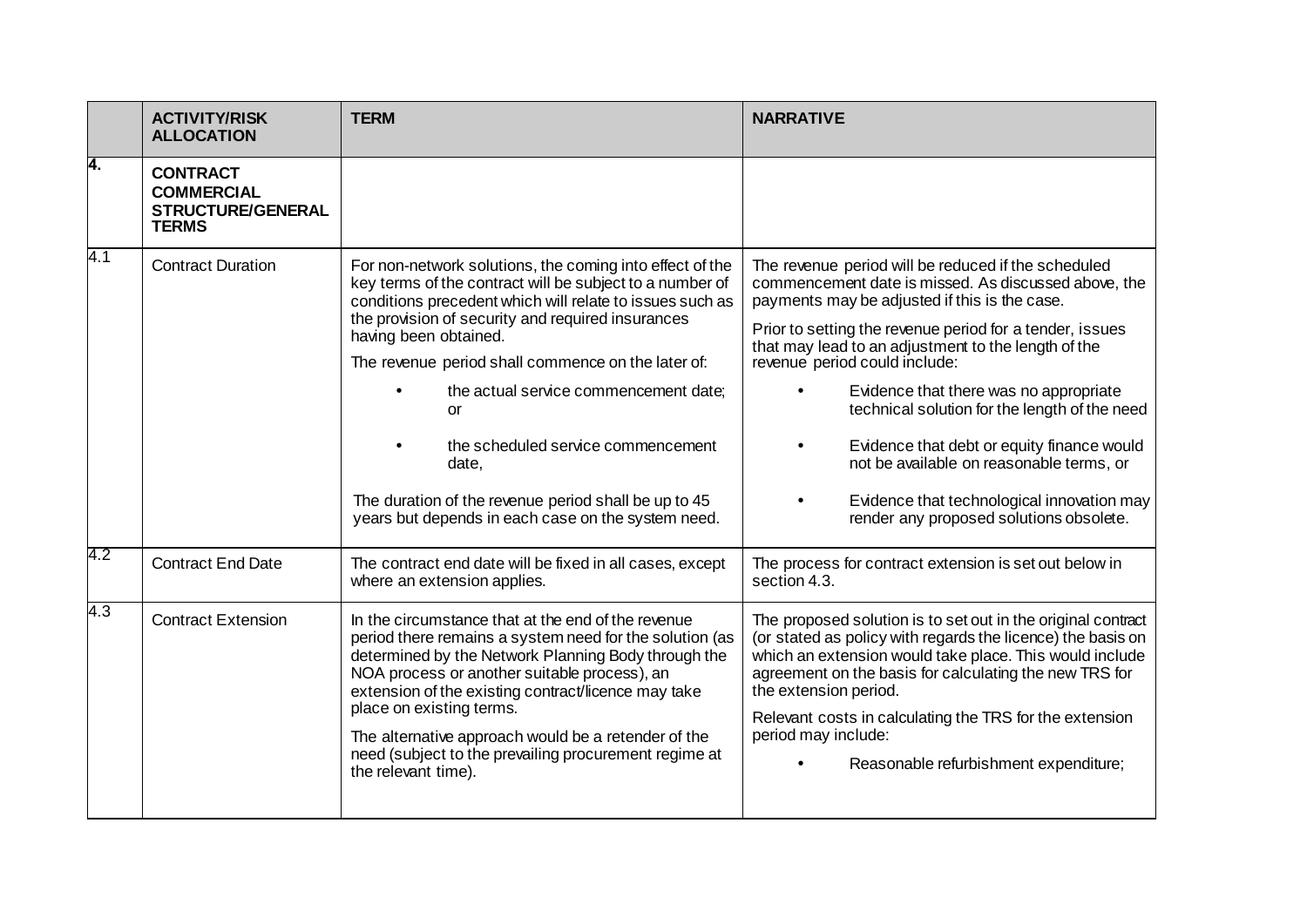| | ACTIVITY/RISK ALLOCATION | TERM | NARRATIVE |
|---|---|---|---|
| **4.** | **CONTRACT COMMERCIAL STRUCTURE/GENERAL TERMS** | | |
| 4.1 | Contract Duration | For non-network solutions, the coming into effect of the key terms of the contract will be subject to a number of conditions precedent which will relate to issues such as the provision of security and required insurances having been obtained.<br><br>The revenue period shall commence on the later of:<br><br>• the actual service commencement date; or<br><br>• the scheduled service commencement date,<br><br>The duration of the revenue period shall be up to 45 years but depends in each case on the system need. | The revenue period will be reduced if the scheduled commencement date is missed. As discussed above, the payments may be adjusted if this is the case.<br><br>Prior to setting the revenue period for a tender, issues that may lead to an adjustment to the length of the revenue period could include:<br><br>• Evidence that there was no appropriate technical solution for the length of the need<br><br>• Evidence that debt or equity finance would not be available on reasonable terms, or<br><br>• Evidence that technological innovation may render any proposed solutions obsolete. |
| 4.2 | Contract End Date | The contract end date will be fixed in all cases, except where an extension applies. | The process for contract extension is set out below in section 4.3. |
| 4.3 | Contract Extension | In the circumstance that at the end of the revenue period there remains a system need for the solution (as determined by the Network Planning Body through the NOA process or another suitable process), an extension of the existing contract/licence may take place on existing terms.<br><br>The alternative approach would be a retender of the need (subject to the prevailing procurement regime at the relevant time). | The proposed solution is to set out in the original contract (or stated as policy with regards the licence) the basis on which an extension would take place. This would include agreement on the basis for calculating the new TRS for the extension period.<br><br>Relevant costs in calculating the TRS for the extension period may include:<br><br>• Reasonable refurbishment expenditure; |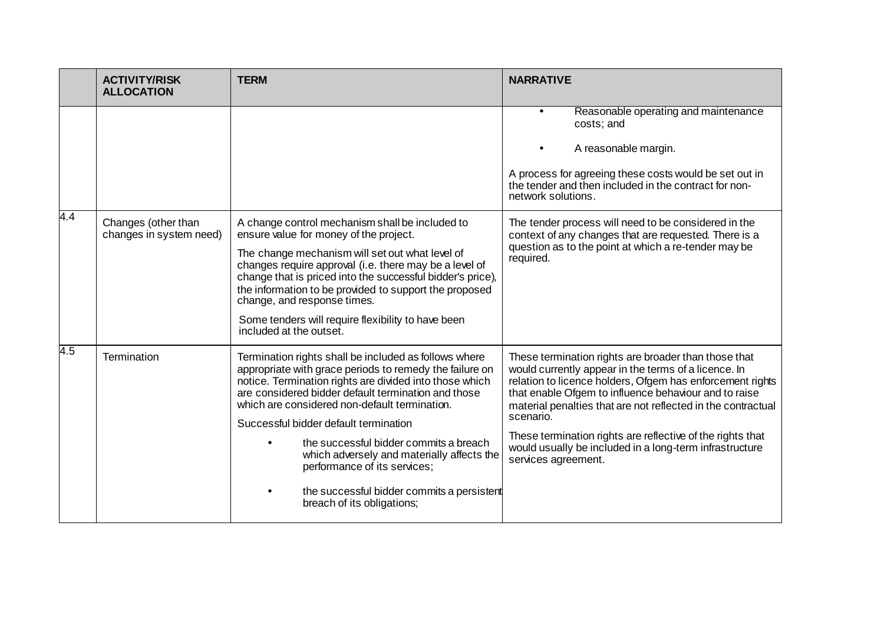|  | ACTIVITY/RISK ALLOCATION | TERM | NARRATIVE |
|---|---|---|---|
|  |  |  | • Reasonable operating and maintenance costs; and<br><br>• A reasonable margin.<br><br>A process for agreeing these costs would be set out in the tender and then included in the contract for non-network solutions. |
| 4.4 | Changes (other than changes in system need) | A change control mechanism shall be included to ensure value for money of the project.<br><br>The change mechanism will set out what level of changes require approval (i.e. there may be a level of change that is priced into the successful bidder's price), the information to be provided to support the proposed change, and response times.<br><br>Some tenders will require flexibility to have been included at the outset. | The tender process will need to be considered in the context of any changes that are requested. There is a question as to the point at which a re-tender may be required. |
| 4.5 | Termination | Termination rights shall be included as follows where appropriate with grace periods to remedy the failure on notice. Termination rights are divided into those which are considered bidder default termination and those which are considered non-default termination.<br><br>Successful bidder default termination<br><br>• the successful bidder commits a breach which adversely and materially affects the performance of its services;<br><br>• the successful bidder commits a persistent breach of its obligations; | These termination rights are broader than those that would currently appear in the terms of a licence. In relation to licence holders, Ofgem has enforcement rights that enable Ofgem to influence behaviour and to raise material penalties that are not reflected in the contractual scenario.<br><br>These termination rights are reflective of the rights that would usually be included in a long-term infrastructure services agreement. |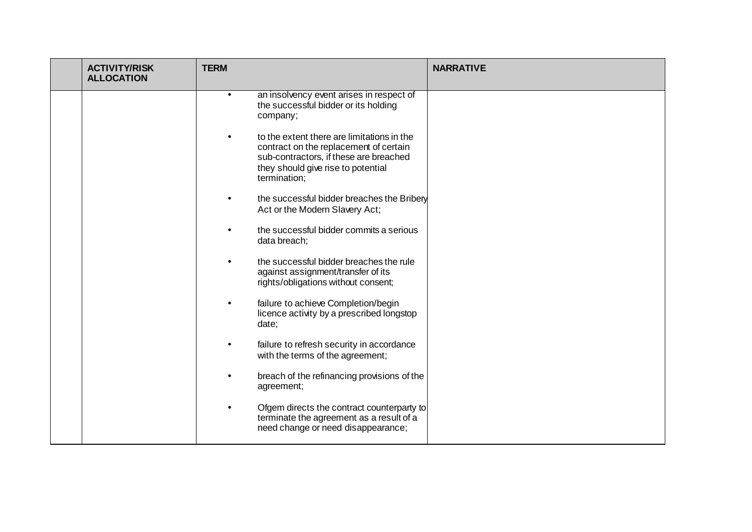|  | ACTIVITY/RISK ALLOCATION | TERM | NARRATIVE |
|---|---|---|---|
|  |  | • an insolvency event arises in respect of the successful bidder or its holding company;<br><br>• to the extent there are limitations in the contract on the replacement of certain sub-contractors, if these are breached they should give rise to potential termination;<br><br>• the successful bidder breaches the Bribery Act or the Modern Slavery Act;<br><br>• the successful bidder commits a serious data breach;<br><br>• the successful bidder breaches the rule against assignment/transfer of its rights/obligations without consent;<br><br>• failure to achieve Completion/begin licence activity by a prescribed longstop date;<br><br>• failure to refresh security in accordance with the terms of the agreement;<br><br>• breach of the refinancing provisions of the agreement;<br><br>• Ofgem directs the contract counterparty to terminate the agreement as a result of a need change or need disappearance; |  |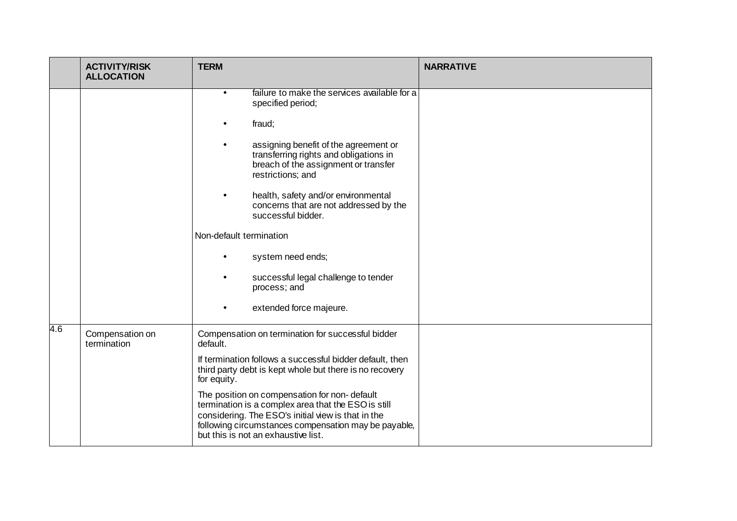|  | ACTIVITY/RISK ALLOCATION | TERM | NARRATIVE |
|---|---|---|---|
|  |  | • failure to make the services available for a specified period;<br><br>• fraud;<br><br>• assigning benefit of the agreement or transferring rights and obligations in breach of the assignment or transfer restrictions; and<br><br>• health, safety and/or environmental concerns that are not addressed by the successful bidder.<br><br>Non-default termination<br><br>• system need ends;<br><br>• successful legal challenge to tender process; and<br><br>• extended force majeure. |  |
| 4.6 | Compensation on termination | Compensation on termination for successful bidder default.<br><br>If termination follows a successful bidder default, then third party debt is kept whole but there is no recovery for equity.<br><br>The position on compensation for non- default termination is a complex area that the ESO is still considering. The ESO's initial view is that in the following circumstances compensation may be payable, but this is not an exhaustive list. |  |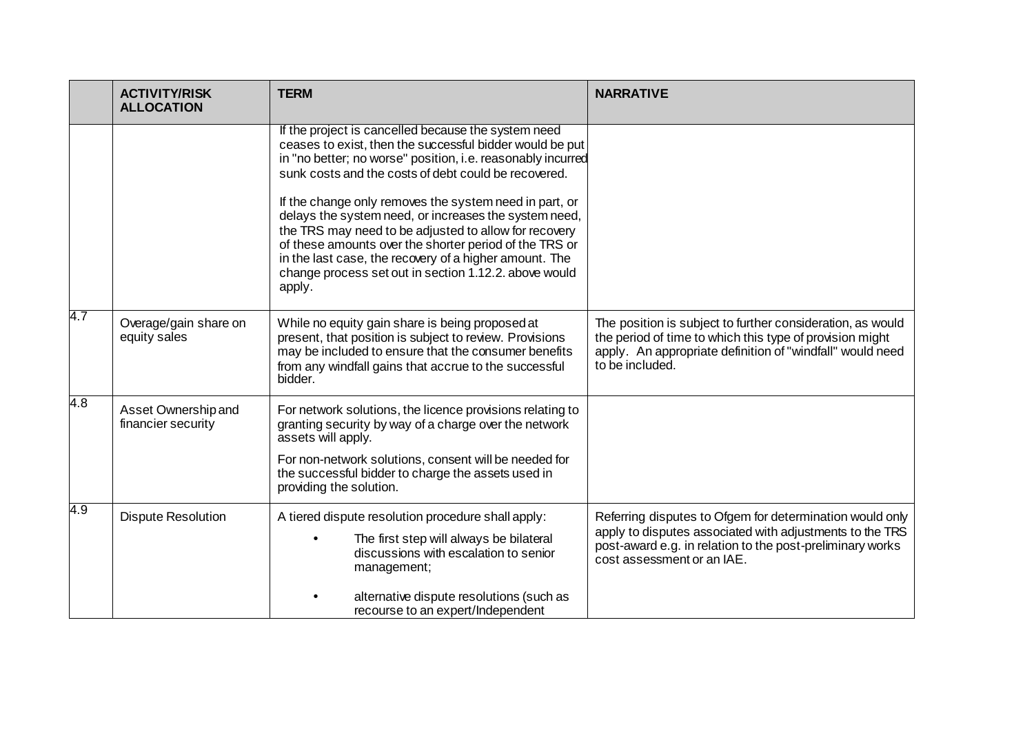| | ACTIVITY/RISK ALLOCATION | TERM | NARRATIVE |
|---|---|---|---|
| | | If the project is cancelled because the system need ceases to exist, then the successful bidder would be put in "no better; no worse" position, i.e. reasonably incurred sunk costs and the costs of debt could be recovered.<br><br>If the change only removes the system need in part, or delays the system need, or increases the system need, the TRS may need to be adjusted to allow for recovery of these amounts over the shorter period of the TRS or in the last case, the recovery of a higher amount. The change process set out in section 1.12.2. above would apply. | |
| 4.7 | Overage/gain share on equity sales | While no equity gain share is being proposed at present, that position is subject to review. Provisions may be included to ensure that the consumer benefits from any windfall gains that accrue to the successful bidder. | The position is subject to further consideration, as would the period of time to which this type of provision might apply. An appropriate definition of "windfall" would need to be included. |
| 4.8 | Asset Ownership and financier security | For network solutions, the licence provisions relating to granting security by way of a charge over the network assets will apply.<br><br>For non-network solutions, consent will be needed for the successful bidder to charge the assets used in providing the solution. | |
| 4.9 | Dispute Resolution | A tiered dispute resolution procedure shall apply:<br><br>• The first step will always be bilateral discussions with escalation to senior management;<br><br>• alternative dispute resolutions (such as recourse to an expert/Independent | Referring disputes to Ofgem for determination would only apply to disputes associated with adjustments to the TRS post-award e.g. in relation to the post-preliminary works cost assessment or an IAE. |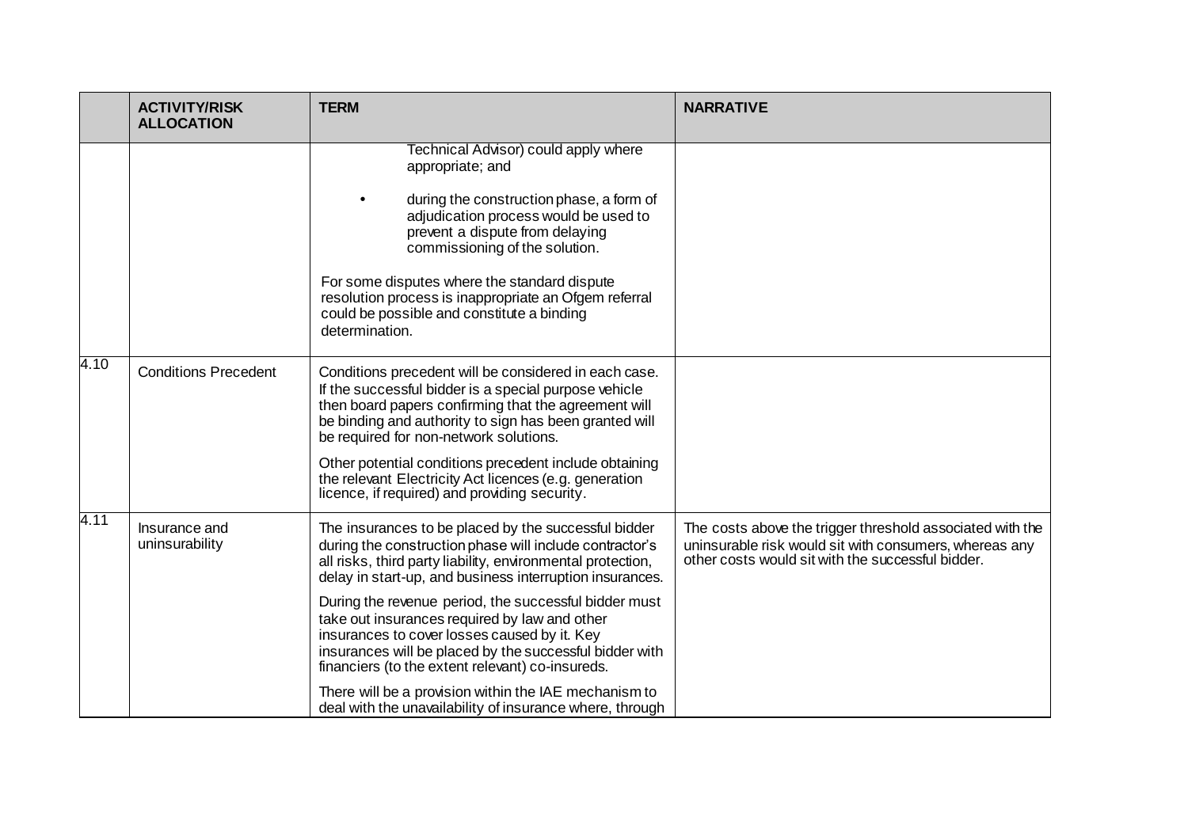| | ACTIVITY/RISK ALLOCATION | TERM | NARRATIVE |
|---|---|---|---|
| | | Technical Advisor) could apply where appropriate; and<br><br>• during the construction phase, a form of adjudication process would be used to prevent a dispute from delaying commissioning of the solution.<br><br>For some disputes where the standard dispute resolution process is inappropriate an Ofgem referral could be possible and constitute a binding determination. | |
| 4.10 | Conditions Precedent | Conditions precedent will be considered in each case. If the successful bidder is a special purpose vehicle then board papers confirming that the agreement will be binding and authority to sign has been granted will be required for non-network solutions.<br><br>Other potential conditions precedent include obtaining the relevant Electricity Act licences (e.g. generation licence, if required) and providing security. | |
| 4.11 | Insurance and uninsurability | The insurances to be placed by the successful bidder during the construction phase will include contractor's all risks, third party liability, environmental protection, delay in start-up, and business interruption insurances.<br><br>During the revenue period, the successful bidder must take out insurances required by law and other insurances to cover losses caused by it. Key insurances will be placed by the successful bidder with financiers (to the extent relevant) co-insureds.<br><br>There will be a provision within the IAE mechanism to deal with the unavailability of insurance where, through | The costs above the trigger threshold associated with the uninsurable risk would sit with consumers, whereas any other costs would sit with the successful bidder. |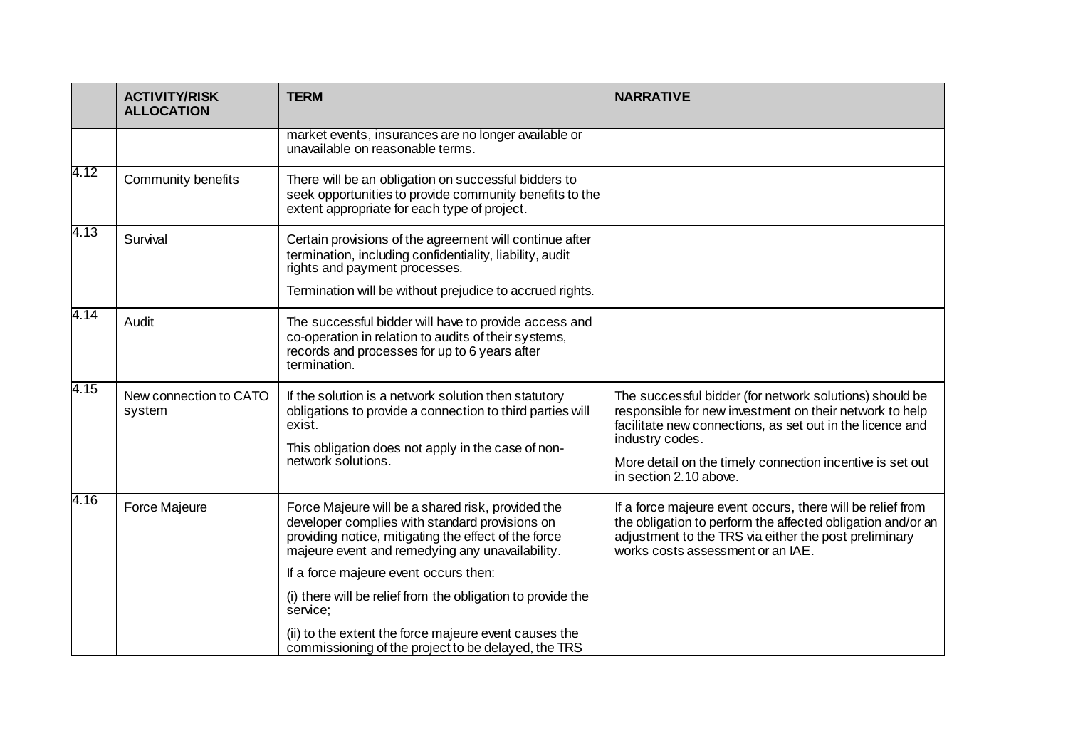| | ACTIVITY/RISK ALLOCATION | TERM | NARRATIVE |
|---|---|---|---|
| | | market events, insurances are no longer available or unavailable on reasonable terms. | |
| 4.12 | Community benefits | There will be an obligation on successful bidders to seek opportunities to provide community benefits to the extent appropriate for each type of project. | |
| 4.13 | Survival | Certain provisions of the agreement will continue after termination, including confidentiality, liability, audit rights and payment processes.<br><br>Termination will be without prejudice to accrued rights. | |
| 4.14 | Audit | The successful bidder will have to provide access and co-operation in relation to audits of their systems, records and processes for up to 6 years after termination. | |
| 4.15 | New connection to CATO system | If the solution is a network solution then statutory obligations to provide a connection to third parties will exist.<br><br>This obligation does not apply in the case of non-network solutions. | The successful bidder (for network solutions) should be responsible for new investment on their network to help facilitate new connections, as set out in the licence and industry codes.<br><br>More detail on the timely connection incentive is set out in section 2.10 above. |
| 4.16 | Force Majeure | Force Majeure will be a shared risk, provided the developer complies with standard provisions on providing notice, mitigating the effect of the force majeure event and remedying any unavailability.<br><br>If a force majeure event occurs then:<br><br>(i) there will be relief from the obligation to provide the service;<br><br>(ii) to the extent the force majeure event causes the commissioning of the project to be delayed, the TRS | If a force majeure event occurs, there will be relief from the obligation to perform the affected obligation and/or an adjustment to the TRS via either the post preliminary works costs assessment or an IAE. |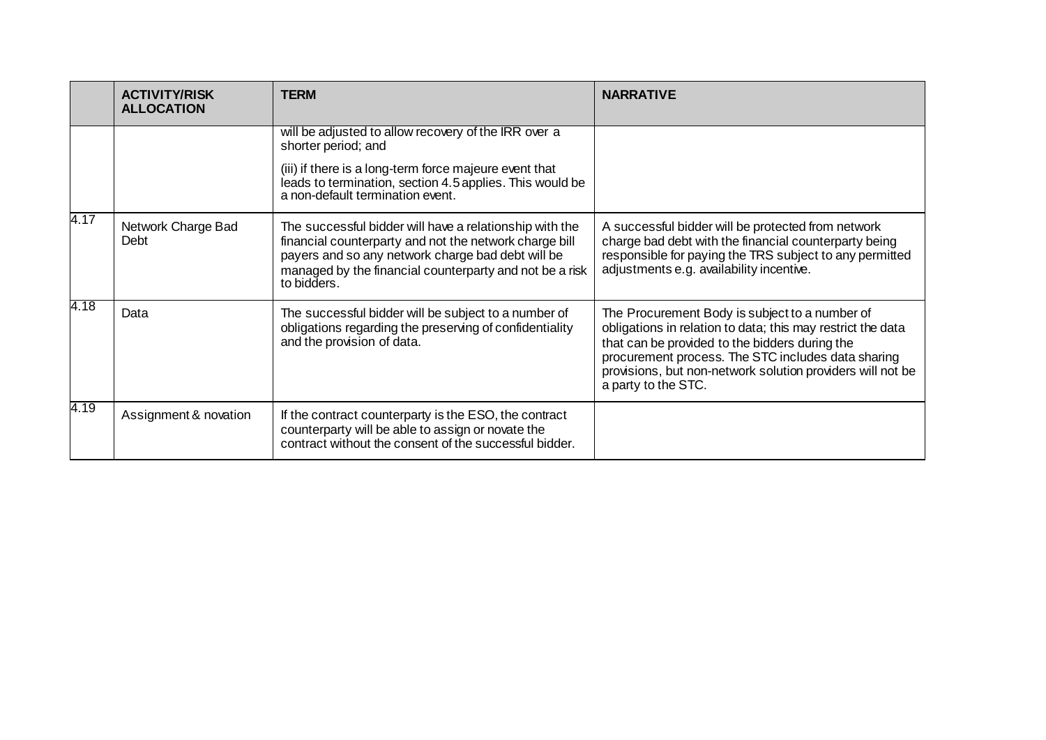| | ACTIVITY/RISK ALLOCATION | TERM | NARRATIVE |
|---|---|---|---|
| | | will be adjusted to allow recovery of the IRR over a shorter period; and<br><br>(iii) if there is a long-term force majeure event that leads to termination, section 4.5 applies. This would be a non-default termination event. | |
| 4.17 | Network Charge Bad Debt | The successful bidder will have a relationship with the financial counterparty and not the network charge bill payers and so any network charge bad debt will be managed by the financial counterparty and not be a risk to bidders. | A successful bidder will be protected from network charge bad debt with the financial counterparty being responsible for paying the TRS subject to any permitted adjustments e.g. availability incentive. |
| 4.18 | Data | The successful bidder will be subject to a number of obligations regarding the preserving of confidentiality and the provision of data. | The Procurement Body is subject to a number of obligations in relation to data; this may restrict the data that can be provided to the bidders during the procurement process. The STC includes data sharing provisions, but non-network solution providers will not be a party to the STC. |
| 4.19 | Assignment & novation | If the contract counterparty is the ESO, the contract counterparty will be able to assign or novate the contract without the consent of the successful bidder. | |